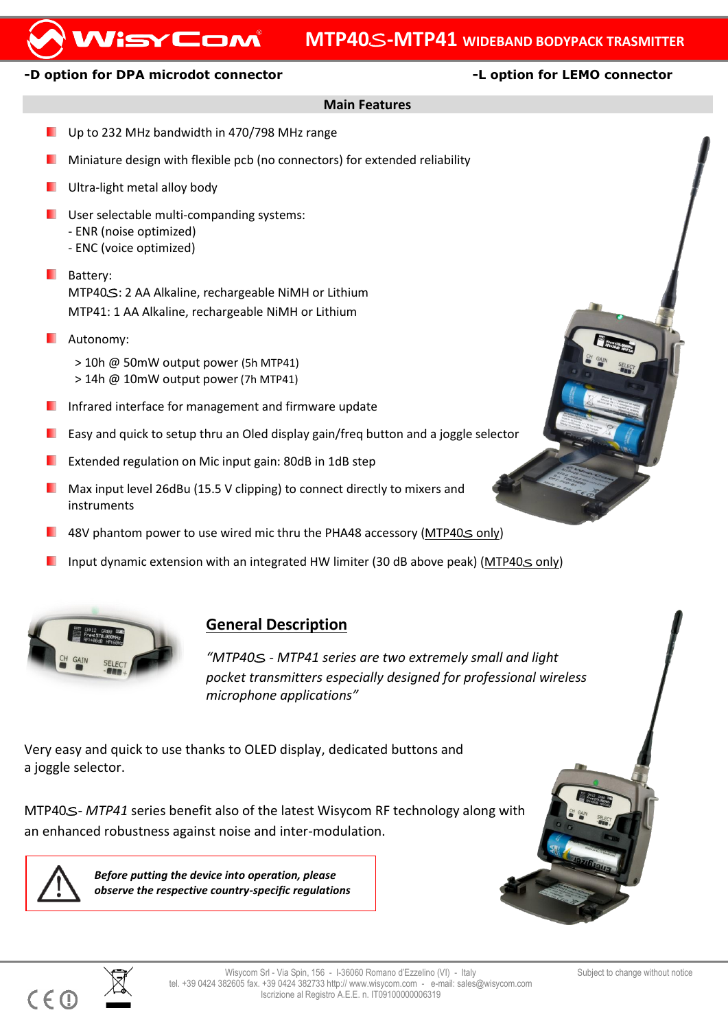# MTP40S-MTP41 WIDEBAND BODYPACK TRASMITTER

**-D option for DPA microdot connector** **-L option for LEMO connector**

## Main Features

- Up to 232 MHz bandwidth in 470/798 MHz range
- Miniature design with flexible pcb (no connectors) for extended reliability
- Ultra-light metal alloy body
- User selectable multi-companding systems:
  - ENR (noise optimized)
  - ENC (voice optimized)
- Battery:
  MTP40S: 2 AA Alkaline, rechargeable NiMH or Lithium
  MTP41: 1 AA Alkaline, rechargeable NiMH or Lithium
- Autonomy:
  > 10h @ 50mW output power (5h MTP41)
  > 14h @ 10mW output power (7h MTP41)
- Infrared interface for management and firmware update
- Easy and quick to setup thru an Oled display gain/freq button and a joggle selector
- Extended regulation on Mic input gain: 80dB in 1dB step
- Max input level 26dBu (15.5 V clipping) to connect directly to mixers and instruments
- 48V phantom power to use wired mic thru the PHA48 accessory (MTP40S only)
- Input dynamic extension with an integrated HW limiter (30 dB above peak) (MTP40S only)

## General Description

*"MTP40S - MTP41 series are two extremely small and light pocket transmitters especially designed for professional wireless microphone applications"*

Very easy and quick to use thanks to OLED display, dedicated buttons and a joggle selector.

MTP40S- *MTP41* series benefit also of the latest Wisycom RF technology along with an enhanced robustness against noise and inter-modulation.

***Before putting the device into operation, please observe the respective country-specific regulations***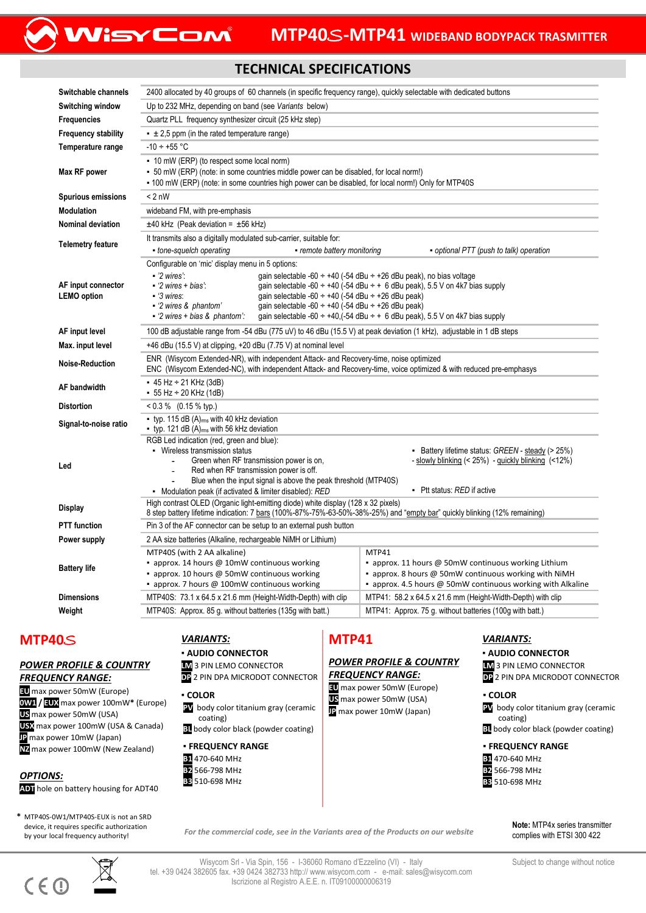# MTP40S-MTP41 WIDEBAND BODYPACK TRASMITTER

## TECHNICAL SPECIFICATIONS

| | | |
|---|---|---|
| **Switchable channels** | 2400 allocated by 40 groups of 60 channels (in specific frequency range), quickly selectable with dedicated buttons | |
| **Switching window** | Up to 232 MHz, depending on band (see *Variants* below) | |
| **Frequencies** | Quartz PLL frequency synthesizer circuit (25 kHz step) | |
| **Frequency stability** | ▪ ± 2,5 ppm (in the rated temperature range) | |
| **Temperature range** | -10 ÷ +55 °C | |
| **Max RF power** | ▪ 10 mW (ERP) (to respect some local norm)<br>▪ 50 mW (ERP) (note: in some countries middle power can be disabled, for local norm!)<br>▪ 100 mW (ERP) (note: in some countries high power can be disabled, for local norm!) Only for MTP40S | |
| **Spurious emissions** | < 2 nW | |
| **Modulation** | wideband FM, with pre-emphasis | |
| **Nominal deviation** | ±40 kHz (Peak deviation = ±56 kHz) | |
| **Telemetry feature** | It transmits also a digitally modulated sub-carrier, suitable for:<br>▪ *tone-squelch operating* ▪ *remote battery monitoring* ▪ *optional PTT (push to talk) operation* | |
| **AF input connector LEMO option** | Configurable on 'mic' display menu in 5 options:<br>▪ *'2 wires'*: gain selectable -60 ÷ +40 (-54 dBu ÷ +26 dBu peak), no bias voltage<br>▪ *'2 wires + bias'*: gain selectable -60 ÷ +40 (-54 dBu ÷ + 6 dBu peak), 5.5 V on 4k7 bias supply<br>▪ *'3 wires*: gain selectable -60 ÷ +40 (-54 dBu ÷ +26 dBu peak)<br>▪ *'2 wires & phantom'* gain selectable -60 ÷ +40 (-54 dBu ÷ +26 dBu peak)<br>▪ *'2 wires + bias & phantom'*: gain selectable -60 ÷ +40,(-54 dBu ÷ + 6 dBu peak), 5.5 V on 4k7 bias supply | |
| **AF input level** | 100 dB adjustable range from -54 dBu (775 uV) to 46 dBu (15.5 V) at peak deviation (1 kHz), adjustable in 1 dB steps | |
| **Max. input level** | +46 dBu (15.5 V) at clipping, +20 dBu (7.75 V) at nominal level | |
| **Noise-Reduction** | ENR (Wisycom Extended-NR), with independent Attack- and Recovery-time, noise optimized<br>ENC (Wisycom Extended-NC), with independent Attack- and Recovery-time, voice optimized & with reduced pre-emphasys | |
| **AF bandwidth** | ▪ 45 Hz ÷ 21 KHz (3dB)<br>▪ 55 Hz ÷ 20 KHz (1dB) | |
| **Distortion** | < 0.3 % (0.15 % typ.) | |
| **Signal-to-noise ratio** | ▪ typ. 115 dB (A)$_{rms}$ with 40 kHz deviation<br>▪ typ. 121 dB (A)$_{rms}$ with 56 kHz deviation | |
| **Led** | RGB Led indication (red, green and blue):<br>▪ Wireless transmission status<br>- Green when RF transmission power is on,<br>- Red when RF transmission power is off.<br>- Blue when the input signal is above the peak threshold (MTP40S)<br>▪ Modulation peak (if activated & limiter disabled): *RED* | ▪ Battery lifetime status: *GREEN* - steady (> 25%)<br>- slowly blinking (< 25%) - quickly blinking (<12%)<br>▪ Ptt status: *RED* if active |
| **Display** | High contrast OLED (Organic light-emitting diode) white display (128 x 32 pixels)<br>8 step battery lifetime indication: 7 bars (100%-87%-75%-63-50%-38%-25%) and "empty bar" quickly blinking (12% remaining) | |
| **PTT function** | Pin 3 of the AF connector can be setup to an external push button | |
| **Power supply** | 2 AA size batteries (Alkaline, rechargeable NiMH or Lithium) | |
| **Battery life** | MTP40S (with 2 AA alkaline)<br>▪ approx. 14 hours @ 10mW continuous working<br>▪ approx. 10 hours @ 50mW continuous working<br>▪ approx. 7 hours @ 100mW continuous working | MTP41<br>▪ approx. 11 hours @ 50mW continuous working Lithium<br>▪ approx. 8 hours @ 50mW continuous working with NiMH<br>▪ approx. 4.5 hours @ 50mW continuous working with Alkaline |
| **Dimensions** | MTP40S: 73.1 x 64.5 x 21.6 mm (Height-Width-Depth) with clip | MTP41: 58.2 x 64.5 x 21.6 mm (Height-Width-Depth) with clip |
| **Weight** | MTP40S: Approx. 85 g. without batteries (135g with batt.) | MTP41: Approx. 75 g. without batteries (100g with batt.) |

## MTP40S

### *POWER PROFILE & COUNTRY FREQUENCY RANGE:*

- **EU** max power 50mW (Europe)
- **0W1** / **EUX** max power 100mW* (Europe)
- **US** max power 50mW (USA)
- **USX** max power 100mW (USA & Canada)
- **JP** max power 10mW (Japan)
- **NZ** max power 100mW (New Zealand)

### *OPTIONS:*

- **ADT** hole on battery housing for ADT40

### *VARIANTS:*

**▪ AUDIO CONNECTOR**

- **LM** 3 PIN LEMO CONNECTOR
- **DP** 2 PIN DPA MICRODOT CONNECTOR

**▪ COLOR**

- **PV** body color titanium gray (ceramic coating)
- **BL** body color black (powder coating)

**▪ FREQUENCY RANGE**

- **B1** 470-640 MHz
- **B2** 566-798 MHz
- **B3** 510-698 MHz

## MTP41

### *POWER PROFILE & COUNTRY FREQUENCY RANGE:*

- **EU** max power 50mW (Europe)
- **US** max power 50mW (USA)
- **JP** max power 10mW (Japan)

### *VARIANTS:*

**▪ AUDIO CONNECTOR**

- **LM** 3 PIN LEMO CONNECTOR
- **DP** 2 PIN DPA MICRODOT CONNECTOR

**▪ COLOR**

- **PV** body color titanium gray (ceramic coating)
- **BL** body color black (powder coating)

**▪ FREQUENCY RANGE**

- **B1** 470-640 MHz
- **B2** 566-798 MHz
- **B3** 510-698 MHz

\* MTP40S-0W1/MTP40S-EUX is not an SRD device, it requires specific authorization by your local frequency authority!

*For the commercial code, see in the Variants area of the Products on our website*

**Note:** MTP4x series transmitter complies with ETSI 300 422

Wisycom Srl - Via Spin, 156 - I-36060 Romano d'Ezzelino (VI) - Italy
tel. +39 0424 382605 fax. +39 0424 382733 http:// www.wisycom.com - e-mail: sales@wisycom.com
Iscrizione al Registro A.E.E. n. IT09100000006319

Subject to change without notice